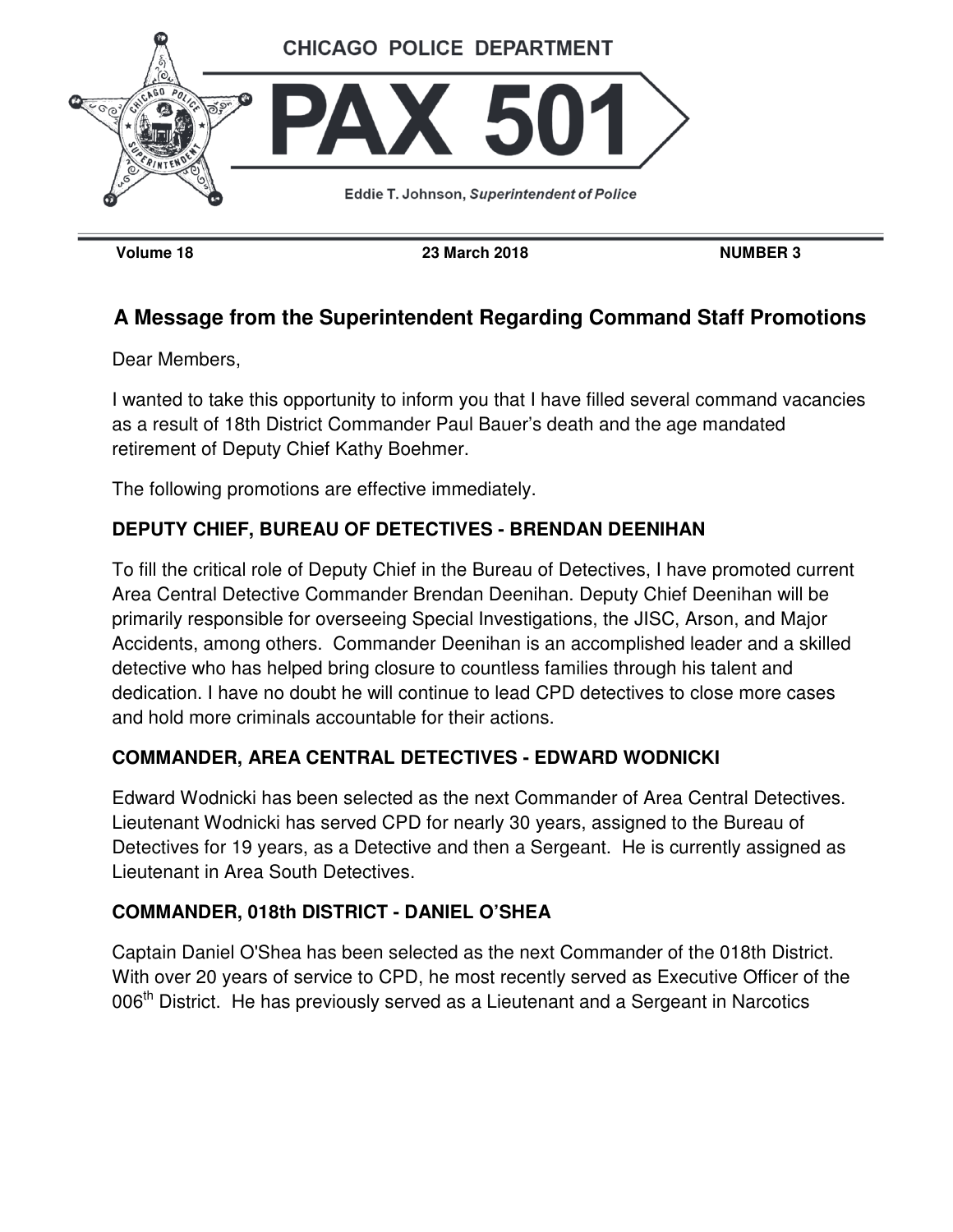CHICAGO POLICE DEPARTMENT

# PAX 501

Eddie T. Johnson, *Superintendent of Police*

**Volume 18** | **23 March 2018** | **NUMBER 3**

## A Message from the Superintendent Regarding Command Staff Promotions

Dear Members,

I wanted to take this opportunity to inform you that I have filled several command vacancies as a result of 18th District Commander Paul Bauer's death and the age mandated retirement of Deputy Chief Kathy Boehmer.

The following promotions are effective immediately.

### DEPUTY CHIEF, BUREAU OF DETECTIVES - BRENDAN DEENIHAN

To fill the critical role of Deputy Chief in the Bureau of Detectives, I have promoted current Area Central Detective Commander Brendan Deenihan. Deputy Chief Deenihan will be primarily responsible for overseeing Special Investigations, the JISC, Arson, and Major Accidents, among others. Commander Deenihan is an accomplished leader and a skilled detective who has helped bring closure to countless families through his talent and dedication. I have no doubt he will continue to lead CPD detectives to close more cases and hold more criminals accountable for their actions.

### COMMANDER, AREA CENTRAL DETECTIVES - EDWARD WODNICKI

Edward Wodnicki has been selected as the next Commander of Area Central Detectives. Lieutenant Wodnicki has served CPD for nearly 30 years, assigned to the Bureau of Detectives for 19 years, as a Detective and then a Sergeant. He is currently assigned as Lieutenant in Area South Detectives.

### COMMANDER, 018th DISTRICT - DANIEL O'SHEA

Captain Daniel O'Shea has been selected as the next Commander of the 018th District. With over 20 years of service to CPD, he most recently served as Executive Officer of the 006th District. He has previously served as a Lieutenant and a Sergeant in Narcotics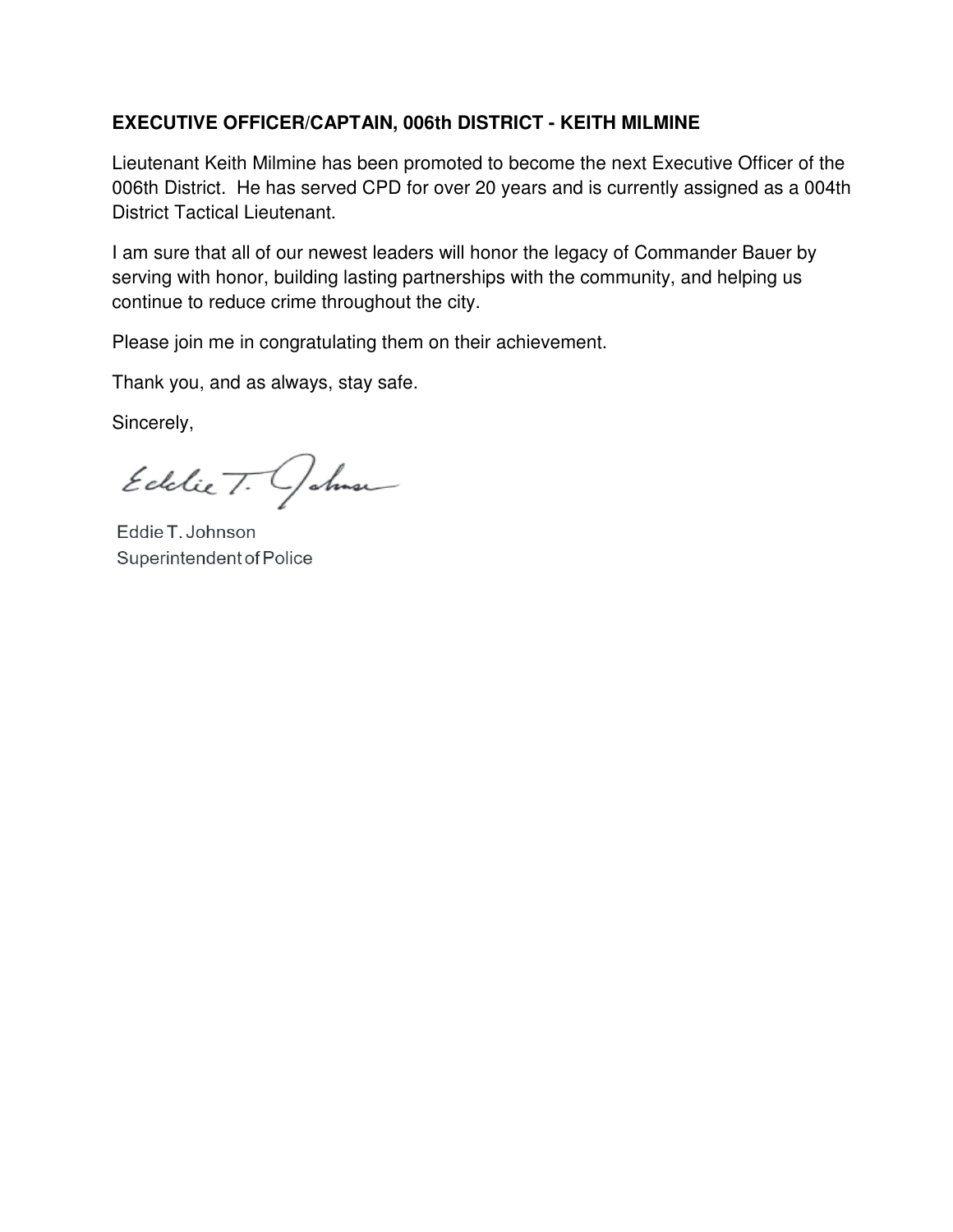**EXECUTIVE OFFICER/CAPTAIN, 006th DISTRICT - KEITH MILMINE**

Lieutenant Keith Milmine has been promoted to become the next Executive Officer of the 006th District. He has served CPD for over 20 years and is currently assigned as a 004th District Tactical Lieutenant.

I am sure that all of our newest leaders will honor the legacy of Commander Bauer by serving with honor, building lasting partnerships with the community, and helping us continue to reduce crime throughout the city.

Please join me in congratulating them on their achievement.

Thank you, and as always, stay safe.

Sincerely,

Eddie T. Johnson

Eddie T. Johnson
Superintendent of Police